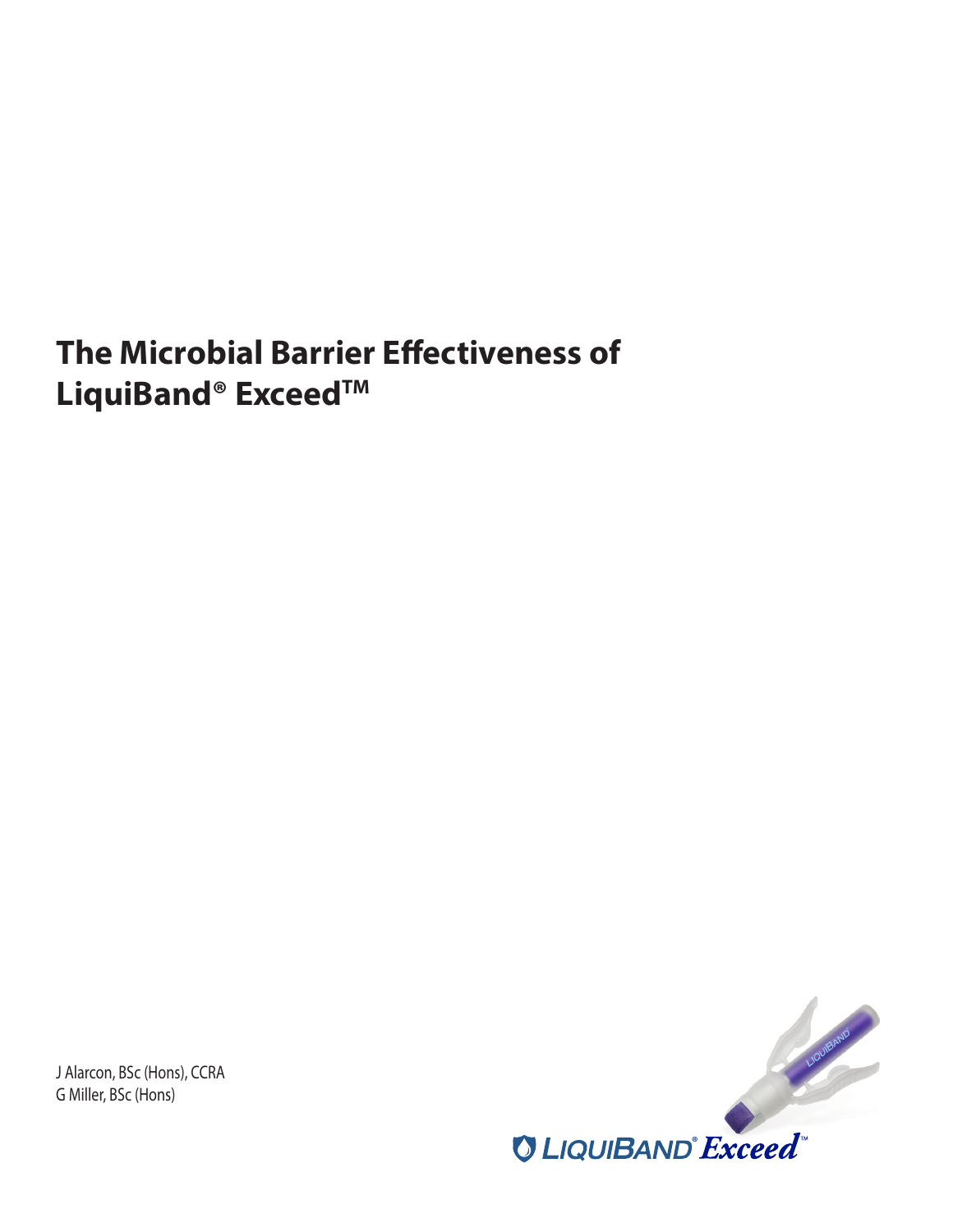# The Microbial Barrier Effectiveness of LiquiBand® Exceed™

J Alarcon, BSc (Hons), CCRA
G Miller, BSc (Hons)

LIQUIBAND® Exceed™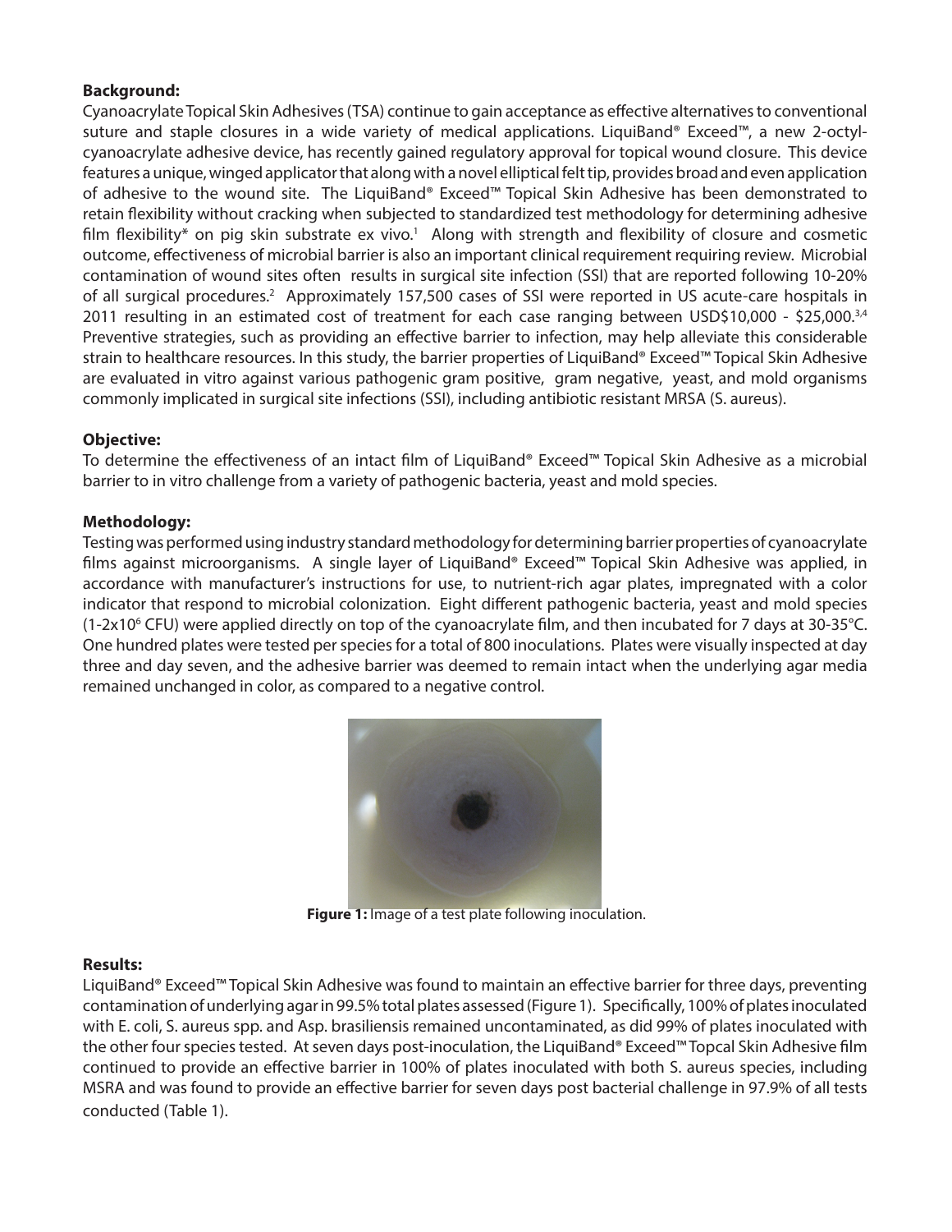**Background:**

Cyanoacrylate Topical Skin Adhesives (TSA) continue to gain acceptance as effective alternatives to conventional suture and staple closures in a wide variety of medical applications. LiquiBand® Exceed™, a new 2-octyl-cyanoacrylate adhesive device, has recently gained regulatory approval for topical wound closure. This device features a unique, winged applicator that along with a novel elliptical felt tip, provides broad and even application of adhesive to the wound site. The LiquiBand® Exceed™ Topical Skin Adhesive has been demonstrated to retain flexibility without cracking when subjected to standardized test methodology for determining adhesive film flexibility* on pig skin substrate ex vivo.[1] Along with strength and flexibility of closure and cosmetic outcome, effectiveness of microbial barrier is also an important clinical requirement requiring review. Microbial contamination of wound sites often results in surgical site infection (SSI) that are reported following 10-20% of all surgical procedures.[2] Approximately 157,500 cases of SSI were reported in US acute-care hospitals in 2011 resulting in an estimated cost of treatment for each case ranging between USD$10,000 - $25,000.[3,4] Preventive strategies, such as providing an effective barrier to infection, may help alleviate this considerable strain to healthcare resources. In this study, the barrier properties of LiquiBand® Exceed™ Topical Skin Adhesive are evaluated in vitro against various pathogenic gram positive, gram negative, yeast, and mold organisms commonly implicated in surgical site infections (SSI), including antibiotic resistant MRSA (S. aureus).

**Objective:**

To determine the effectiveness of an intact film of LiquiBand® Exceed™ Topical Skin Adhesive as a microbial barrier to in vitro challenge from a variety of pathogenic bacteria, yeast and mold species.

**Methodology:**

Testing was performed using industry standard methodology for determining barrier properties of cyanoacrylate films against microorganisms. A single layer of LiquiBand® Exceed™ Topical Skin Adhesive was applied, in accordance with manufacturer's instructions for use, to nutrient-rich agar plates, impregnated with a color indicator that respond to microbial colonization. Eight different pathogenic bacteria, yeast and mold species ($1\text{-}2 \times 10^6$ CFU) were applied directly on top of the cyanoacrylate film, and then incubated for 7 days at 30-35°C. One hundred plates were tested per species for a total of 800 inoculations. Plates were visually inspected at day three and day seven, and the adhesive barrier was deemed to remain intact when the underlying agar media remained unchanged in color, as compared to a negative control.

**Figure 1:** Image of a test plate following inoculation.

**Results:**

LiquiBand® Exceed™ Topical Skin Adhesive was found to maintain an effective barrier for three days, preventing contamination of underlying agar in 99.5% total plates assessed (Figure 1). Specifically, 100% of plates inoculated with E. coli, S. aureus spp. and Asp. brasiliensis remained uncontaminated, as did 99% of plates inoculated with the other four species tested. At seven days post-inoculation, the LiquiBand® Exceed™ Topcal Skin Adhesive film continued to provide an effective barrier in 100% of plates inoculated with both S. aureus species, including MSRA and was found to provide an effective barrier for seven days post bacterial challenge in 97.9% of all tests conducted (Table 1).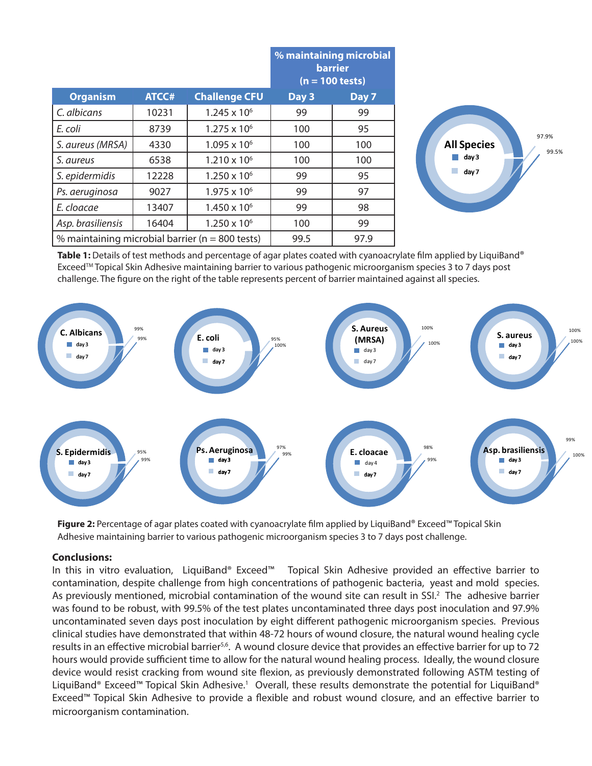| Organism | ATCC# | Challenge CFU | % maintaining microbial barrier (n = 100 tests) Day 3 | Day 7 |
|---|---|---|---|---|
| *C. albicans* | 10231 | $1.245 \times 10^6$ | 99 | 99 |
| *E. coli* | 8739 | $1.275 \times 10^6$ | 100 | 95 |
| *S. aureus (MRSA)* | 4330 | $1.095 \times 10^6$ | 100 | 100 |
| *S. aureus* | 6538 | $1.210 \times 10^6$ | 100 | 100 |
| *S. epidermidis* | 12228 | $1.250 \times 10^6$ | 99 | 95 |
| *Ps. aeruginosa* | 9027 | $1.975 \times 10^6$ | 99 | 97 |
| *E. cloacae* | 13407 | $1.450 \times 10^6$ | 99 | 98 |
| *Asp. brasiliensis* | 16404 | $1.250 \times 10^6$ | 100 | 99 |
| % maintaining microbial barrier (n = 800 tests) | | | 99.5 | 97.9 |

All Species: day 3 99.5%, day 7 97.9%

**Table 1:** Details of test methods and percentage of agar plates coated with cyanoacrylate film applied by LiquiBand® Exceed™ Topical Skin Adhesive maintaining barrier to various pathogenic microorganism species 3 to 7 days post challenge. The figure on the right of the table represents percent of barrier maintained against all species.

C. Albicans: day 3 99%, day 7 99%
E. coli: day 3 100%, day 7 95%
S. Aureus (MRSA): day 3 100%, day 7 100%
S. aureus: day 3 100%, day 7 100%
S. Epidermidis: day 3 99%, day 7 95%
Ps. Aeruginosa: day 3 99%, day 7 97%
E. cloacae: day 4 99%, day 7 98%
Asp. brasiliensis: day 3 100%, day 7 99%

**Figure 2:** Percentage of agar plates coated with cyanoacrylate film applied by LiquiBand® Exceed™ Topical Skin Adhesive maintaining barrier to various pathogenic microorganism species 3 to 7 days post challenge.

## Conclusions:

In this in vitro evaluation, LiquiBand® Exceed™ Topical Skin Adhesive provided an effective barrier to contamination, despite challenge from high concentrations of pathogenic bacteria, yeast and mold species. As previously mentioned, microbial contamination of the wound site can result in SSI.[2] The adhesive barrier was found to be robust, with 99.5% of the test plates uncontaminated three days post inoculation and 97.9% uncontaminated seven days post inoculation by eight different pathogenic microorganism species. Previous clinical studies have demonstrated that within 48-72 hours of wound closure, the natural wound healing cycle results in an effective microbial barrier[5,6]. A wound closure device that provides an effective barrier for up to 72 hours would provide sufficient time to allow for the natural wound healing process. Ideally, the wound closure device would resist cracking from wound site flexion, as previously demonstrated following ASTM testing of LiquiBand® Exceed™ Topical Skin Adhesive.[1] Overall, these results demonstrate the potential for LiquiBand® Exceed™ Topical Skin Adhesive to provide a flexible and robust wound closure, and an effective barrier to microorganism contamination.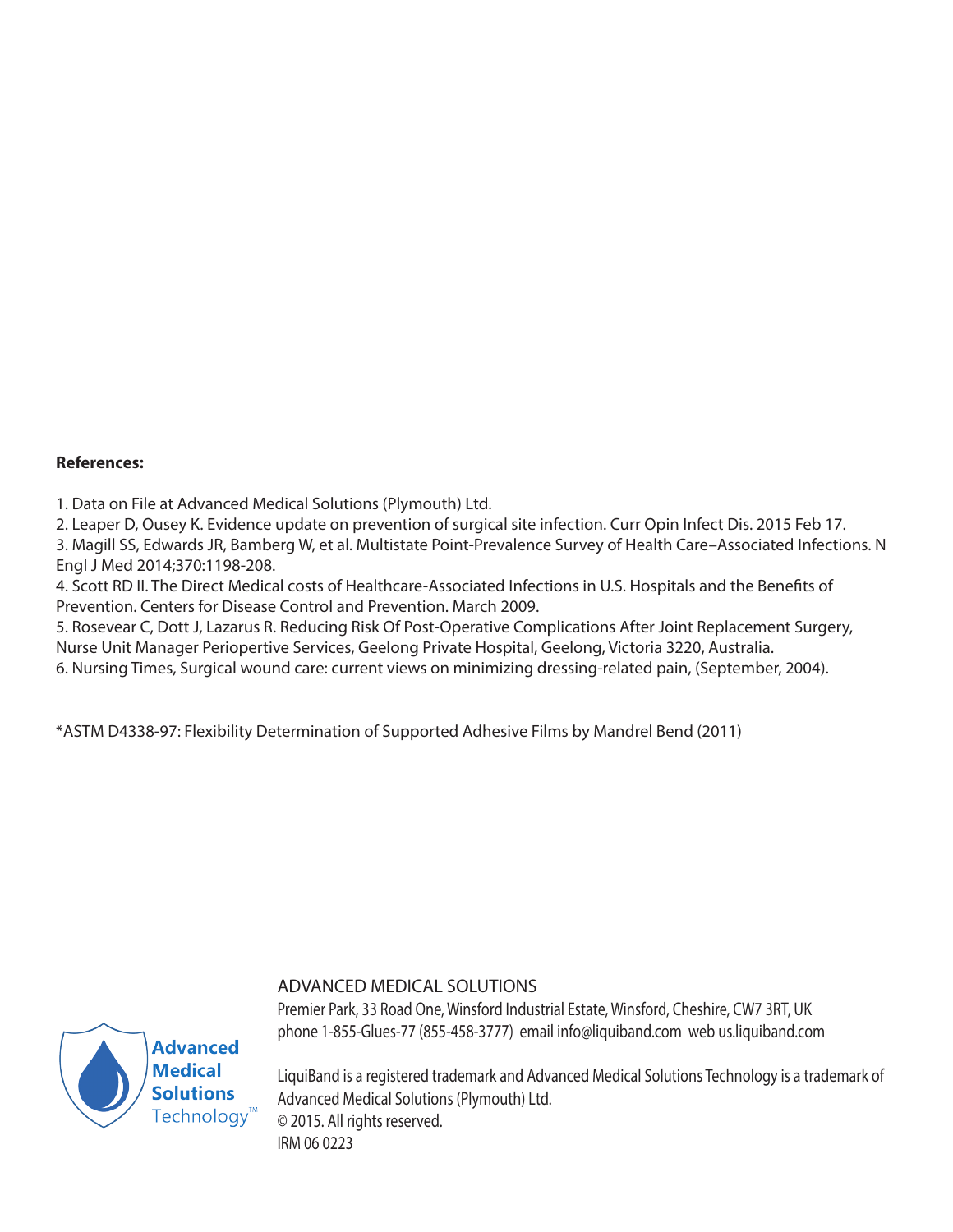**References:**

1. Data on File at Advanced Medical Solutions (Plymouth) Ltd.
2. Leaper D, Ousey K. Evidence update on prevention of surgical site infection. Curr Opin Infect Dis. 2015 Feb 17.
3. Magill SS, Edwards JR, Bamberg W, et al. Multistate Point-Prevalence Survey of Health Care–Associated Infections. N Engl J Med 2014;370:1198-208.
4. Scott RD II. The Direct Medical costs of Healthcare-Associated Infections in U.S. Hospitals and the Benefits of Prevention. Centers for Disease Control and Prevention. March 2009.
5. Rosevear C, Dott J, Lazarus R. Reducing Risk Of Post-Operative Complications After Joint Replacement Surgery, Nurse Unit Manager Periopertive Services, Geelong Private Hospital, Geelong, Victoria 3220, Australia.
6. Nursing Times, Surgical wound care: current views on minimizing dressing-related pain, (September, 2004).

*ASTM D4338-97: Flexibility Determination of Supported Adhesive Films by Mandrel Bend (2011)

Advanced Medical Solutions Technology™

ADVANCED MEDICAL SOLUTIONS

Premier Park, 33 Road One, Winsford Industrial Estate, Winsford, Cheshire, CW7 3RT, UK

phone 1-855-Glues-77 (855-458-3777) email info@liquiband.com web us.liquiband.com

LiquiBand is a registered trademark and Advanced Medical Solutions Technology is a trademark of Advanced Medical Solutions (Plymouth) Ltd.

© 2015. All rights reserved.

IRM 06 0223